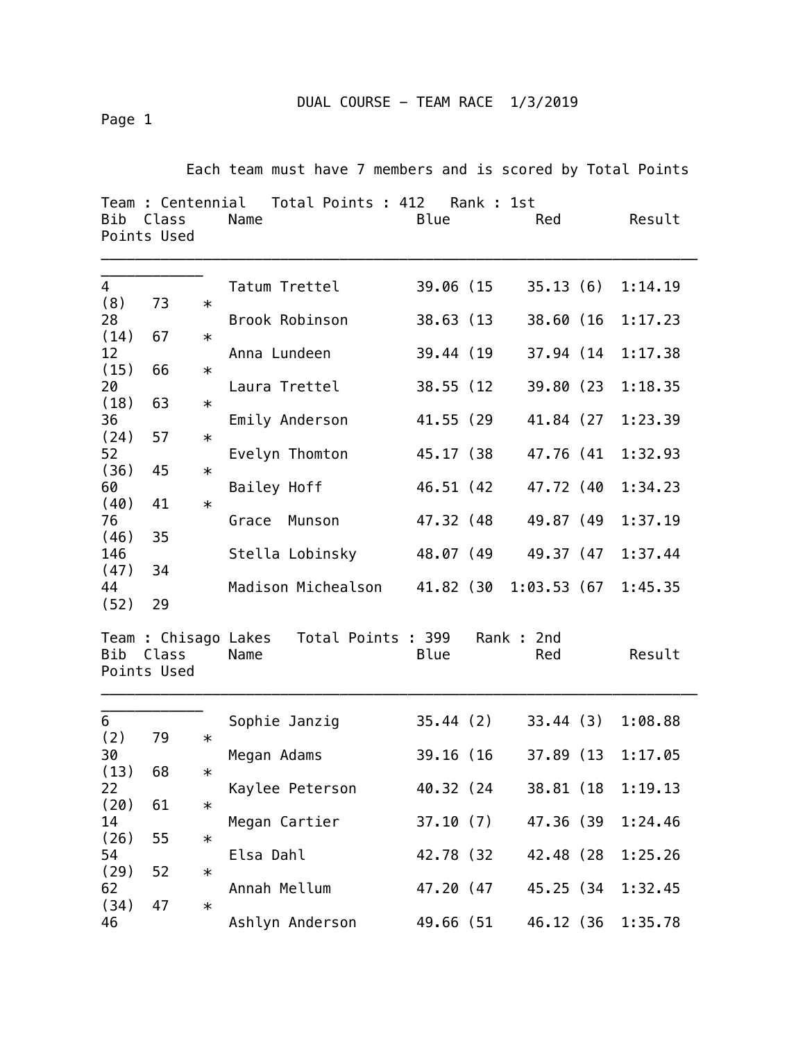# DUAL COURSE – TEAM RACE 1/3/2019

Each team must have 7 members and is scored by Total Points

**Team : Centennial   Total Points : 412   Rank : 1st**

| Bib | Class | Name | Blue | Red | Result | Points | Used |
|---|---|---|---|---|---|---|---|
| 4 | | Tatum Trettel | 39.06 (15 | 35.13 (6) | 1:14.19 (8) | 73 | * |
| 28 | | Brook Robinson | 38.63 (13 | 38.60 (16 | 1:17.23 (14) | 67 | * |
| 12 | | Anna Lundeen | 39.44 (19 | 37.94 (14 | 1:17.38 (15) | 66 | * |
| 20 | | Laura Trettel | 38.55 (12 | 39.80 (23 | 1:18.35 (18) | 63 | * |
| 36 | | Emily Anderson | 41.55 (29 | 41.84 (27 | 1:23.39 (24) | 57 | * |
| 52 | | Evelyn Thomton | 45.17 (38 | 47.76 (41 | 1:32.93 (36) | 45 | * |
| 60 | | Bailey Hoff | 46.51 (42 | 47.72 (40 | 1:34.23 (40) | 41 | * |
| 76 | | Grace Munson | 47.32 (48 | 49.87 (49 | 1:37.19 (46) | 35 | |
| 146 | | Stella Lobinsky | 48.07 (49 | 49.37 (47 | 1:37.44 (47) | 34 | |
| 44 | | Madison Michealson | 41.82 (30 | 1:03.53 (67 | 1:45.35 (52) | 29 | |

**Team : Chisago Lakes   Total Points : 399   Rank : 2nd**

| Bib | Class | Name | Blue | Red | Result | Points | Used |
|---|---|---|---|---|---|---|---|
| 6 | | Sophie Janzig | 35.44 (2) | 33.44 (3) | 1:08.88 (2) | 79 | * |
| 30 | | Megan Adams | 39.16 (16 | 37.89 (13 | 1:17.05 (13) | 68 | * |
| 22 | | Kaylee Peterson | 40.32 (24 | 38.81 (18 | 1:19.13 (20) | 61 | * |
| 14 | | Megan Cartier | 37.10 (7) | 47.36 (39 | 1:24.46 (26) | 55 | * |
| 54 | | Elsa Dahl | 42.78 (32 | 42.48 (28 | 1:25.26 (29) | 52 | * |
| 62 | | Annah Mellum | 47.20 (47 | 45.25 (34 | 1:32.45 (34) | 47 | * |
| 46 | | Ashlyn Anderson | 49.66 (51 | 46.12 (36 | 1:35.78 | | |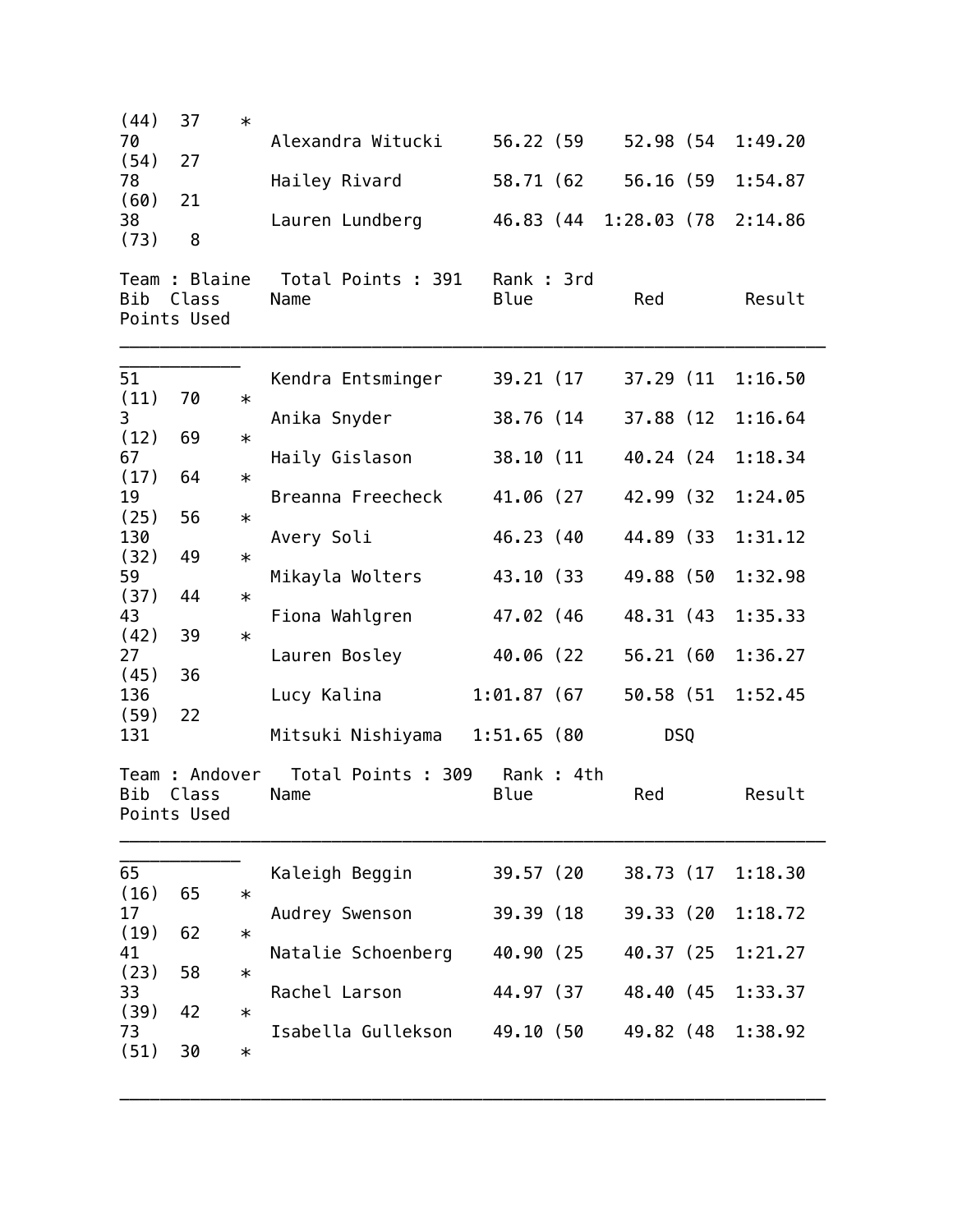| Bib | Class | Name | Blue | Red | Result | Points | Used |
|---|---|---|---|---|---|---|---|
| | | | | | | (44) 37 | * |
| 70 | | Alexandra Witucki | 56.22 (59 | 52.98 (54 | 1:49.20 | (54) 27 | |
| 78 | | Hailey Rivard | 58.71 (62 | 56.16 (59 | 1:54.87 | (60) 21 | |
| 38 | | Lauren Lundberg | 46.83 (44 | 1:28.03 (78 | 2:14.86 | (73) 8 | |

Team : Blaine   Total Points : 391   Rank : 3rd

| Bib | Class | Name | Blue | Red | Result | Points | Used |
|---|---|---|---|---|---|---|---|
| 51 | | Kendra Entsminger | 39.21 (17 | 37.29 (11 | 1:16.50 | (11) 70 | * |
| 3 | | Anika Snyder | 38.76 (14 | 37.88 (12 | 1:16.64 | (12) 69 | * |
| 67 | | Haily Gislason | 38.10 (11 | 40.24 (24 | 1:18.34 | (17) 64 | * |
| 19 | | Breanna Freecheck | 41.06 (27 | 42.99 (32 | 1:24.05 | (25) 56 | * |
| 130 | | Avery Soli | 46.23 (40 | 44.89 (33 | 1:31.12 | (32) 49 | * |
| 59 | | Mikayla Wolters | 43.10 (33 | 49.88 (50 | 1:32.98 | (37) 44 | * |
| 43 | | Fiona Wahlgren | 47.02 (46 | 48.31 (43 | 1:35.33 | (42) 39 | * |
| 27 | | Lauren Bosley | 40.06 (22 | 56.21 (60 | 1:36.27 | (45) 36 | |
| 136 | | Lucy Kalina | 1:01.87 (67 | 50.58 (51 | 1:52.45 | (59) 22 | |
| 131 | | Mitsuki Nishiyama | 1:51.65 (80 | DSQ | | | |

Team : Andover   Total Points : 309   Rank : 4th

| Bib | Class | Name | Blue | Red | Result | Points | Used |
|---|---|---|---|---|---|---|---|
| 65 | | Kaleigh Beggin | 39.57 (20 | 38.73 (17 | 1:18.30 | (16) 65 | * |
| 17 | | Audrey Swenson | 39.39 (18 | 39.33 (20 | 1:18.72 | (19) 62 | * |
| 41 | | Natalie Schoenberg | 40.90 (25 | 40.37 (25 | 1:21.27 | (23) 58 | * |
| 33 | | Rachel Larson | 44.97 (37 | 48.40 (45 | 1:33.37 | (39) 42 | * |
| 73 | | Isabella Gullekson | 49.10 (50 | 49.82 (48 | 1:38.92 | (51) 30 | * |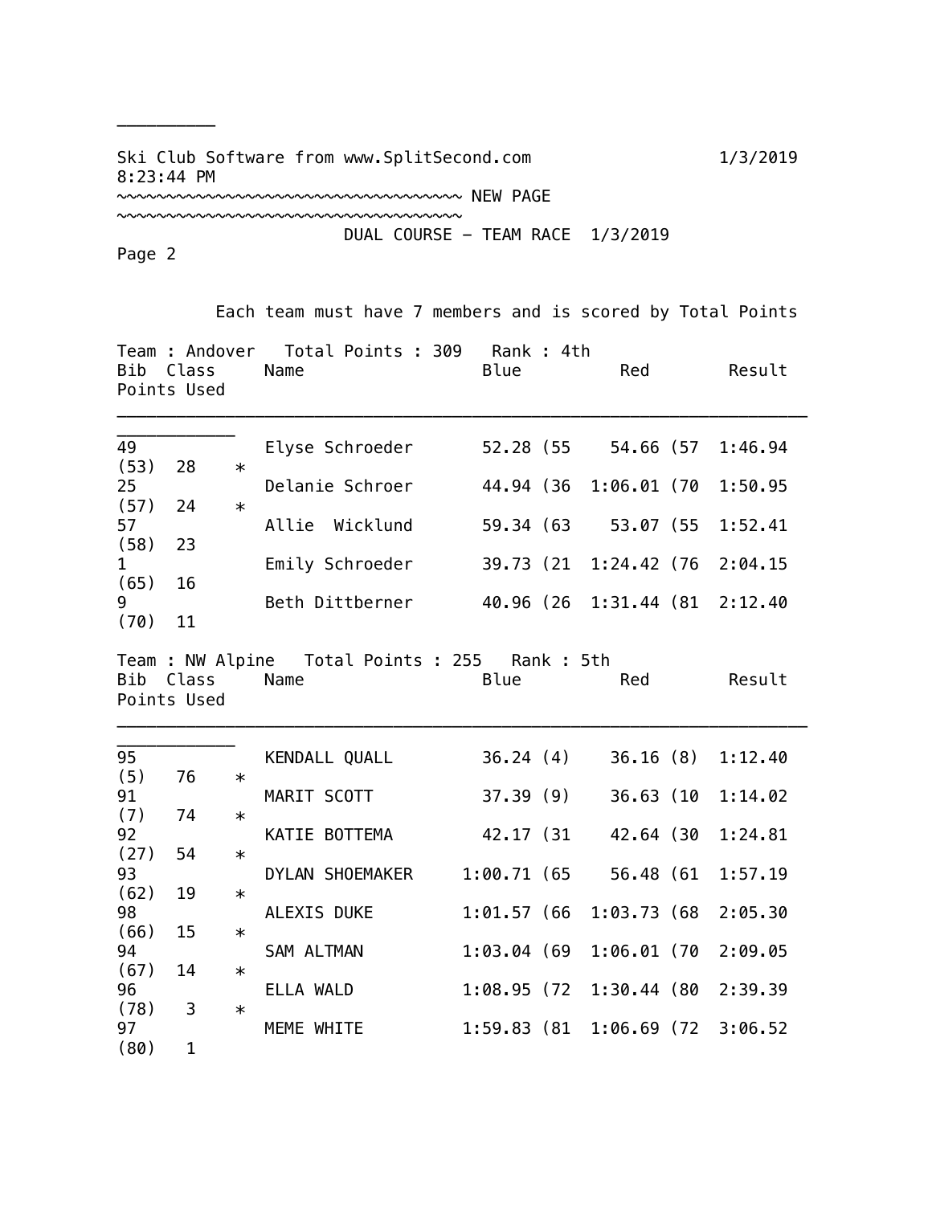Ski Club Software from www.SplitSecond.com 1/3/2019 8:23:44 PM

~~~~~~~~~~~~~~~~~~~~~~~~~~~~~~~~~~~~~~~~~~~~~~ NEW PAGE ~~~~~~~~~~~~~~~~~~~~~~~~~~~~~~~~~~~~~~~~~~~~~~

DUAL COURSE - TEAM RACE 1/3/2019

Each team must have 7 members and is scored by Total Points

**Team : Andover   Total Points : 309   Rank : 4th**

| Bib | Class | Name | Blue | Red | Result | Points | Used |
|---|---|---|---|---|---|---|---|
| 49 | | Elyse Schroeder | 52.28 (55 | 54.66 (57 | 1:46.94 (53) | 28 | * |
| 25 | | Delanie Schroer | 44.94 (36 | 1:06.01 (70 | 1:50.95 (57) | 24 | * |
| 57 | | Allie  Wicklund | 59.34 (63 | 53.07 (55 | 1:52.41 (58) | 23 | |
| 1 | | Emily Schroeder | 39.73 (21 | 1:24.42 (76 | 2:04.15 (65) | 16 | |
| 9 | | Beth Dittberner | 40.96 (26 | 1:31.44 (81 | 2:12.40 (70) | 11 | |

**Team : NW Alpine   Total Points : 255   Rank : 5th**

| Bib | Class | Name | Blue | Red | Result | Points | Used |
|---|---|---|---|---|---|---|---|
| 95 | | KENDALL QUALL | 36.24 (4) | 36.16 (8) | 1:12.40 (5) | 76 | * |
| 91 | | MARIT SCOTT | 37.39 (9) | 36.63 (10 | 1:14.02 (7) | 74 | * |
| 92 | | KATIE BOTTEMA | 42.17 (31 | 42.64 (30 | 1:24.81 (27) | 54 | * |
| 93 | | DYLAN SHOEMAKER | 1:00.71 (65 | 56.48 (61 | 1:57.19 (62) | 19 | * |
| 98 | | ALEXIS DUKE | 1:01.57 (66 | 1:03.73 (68 | 2:05.30 (66) | 15 | * |
| 94 | | SAM ALTMAN | 1:03.04 (69 | 1:06.01 (70 | 2:09.05 (67) | 14 | * |
| 96 | | ELLA WALD | 1:08.95 (72 | 1:30.44 (80 | 2:39.39 (78) | 3 | * |
| 97 | | MEME WHITE | 1:59.83 (81 | 1:06.69 (72 | 3:06.52 (80) | 1 | |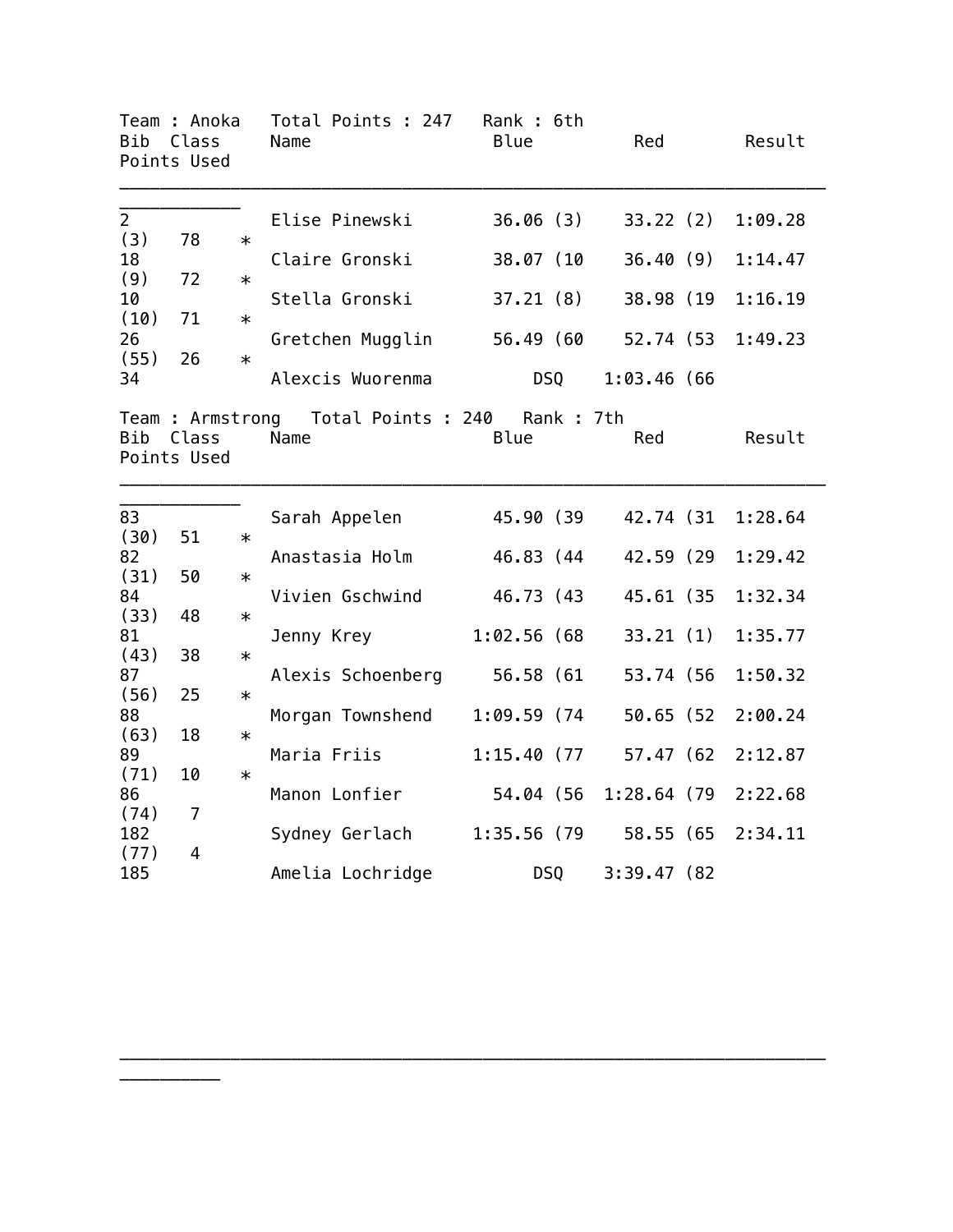Team : Anoka   Total Points : 247   Rank : 6th

| Bib | Class | Name | Blue | Red | Result | Points | Used |
|---|---|---|---|---|---|---|---|
| 2 | | Elise Pinewski | 36.06 (3) | 33.22 (2) | 1:09.28 (3) | 78 | * |
| 18 | | Claire Gronski | 38.07 (10 | 36.40 (9) | 1:14.47 (9) | 72 | * |
| 10 | | Stella Gronski | 37.21 (8) | 38.98 (19 | 1:16.19 (10) | 71 | * |
| 26 | | Gretchen Mugglin | 56.49 (60 | 52.74 (53 | 1:49.23 (55) | 26 | * |
| 34 | | Alexcis Wuorenma | DSQ | 1:03.46 (66 | | | |

Team : Armstrong   Total Points : 240   Rank : 7th

| Bib | Class | Name | Blue | Red | Result | Points | Used |
|---|---|---|---|---|---|---|---|
| 83 | | Sarah Appelen | 45.90 (39 | 42.74 (31 | 1:28.64 (30) | 51 | * |
| 82 | | Anastasia Holm | 46.83 (44 | 42.59 (29 | 1:29.42 (31) | 50 | * |
| 84 | | Vivien Gschwind | 46.73 (43 | 45.61 (35 | 1:32.34 (33) | 48 | * |
| 81 | | Jenny Krey | 1:02.56 (68 | 33.21 (1) | 1:35.77 (43) | 38 | * |
| 87 | | Alexis Schoenberg | 56.58 (61 | 53.74 (56 | 1:50.32 (56) | 25 | * |
| 88 | | Morgan Townshend | 1:09.59 (74 | 50.65 (52 | 2:00.24 (63) | 18 | * |
| 89 | | Maria Friis | 1:15.40 (77 | 57.47 (62 | 2:12.87 (71) | 10 | * |
| 86 | | Manon Lonfier | 54.04 (56 | 1:28.64 (79 | 2:22.68 (74) | 7 | |
| 182 | | Sydney Gerlach | 1:35.56 (79 | 58.55 (65 | 2:34.11 (77) | 4 | |
| 185 | | Amelia Lochridge | DSQ | 3:39.47 (82 | | | |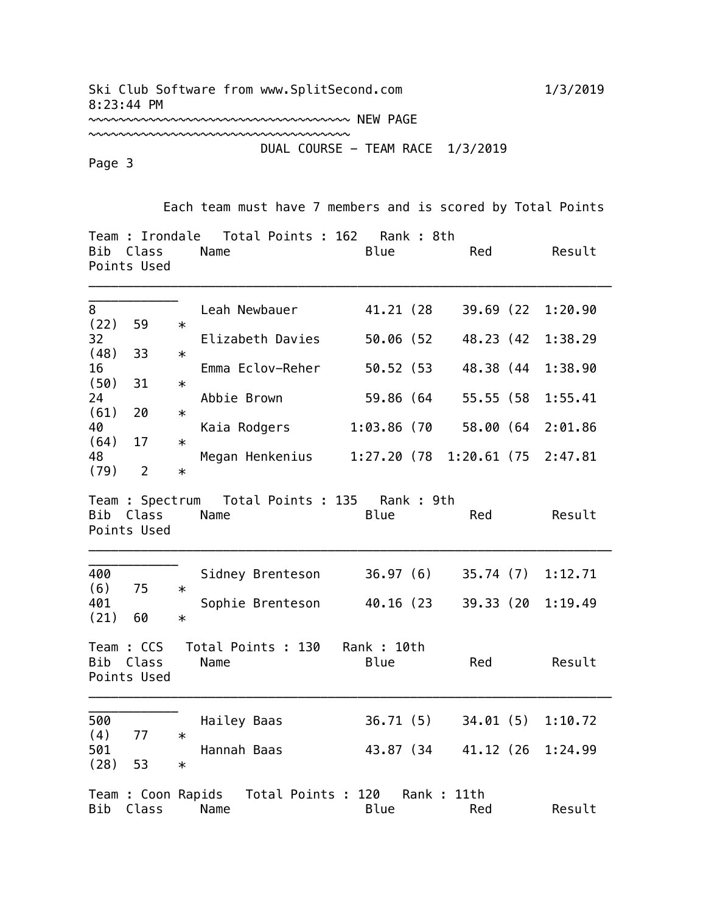Ski Club Software from www.SplitSecond.com 1/3/2019 8:23:44 PM

~~~~~~~~~~~~~~~~~~~~~~~~~~~~~~~~~~~ NEW PAGE ~~~~~~~~~~~~~~~~~~~~~~~~~~~~~~~~~~~

DUAL COURSE - TEAM RACE 1/3/2019

Page 3

Each team must have 7 members and is scored by Total Points

**Team : Irondale Total Points : 162 Rank : 8th**

| Bib | Class | Name | Blue | Red | Result | Points | Used |
|---|---|---|---|---|---|---|---|
| 8 | | Leah Newbauer | 41.21 (28 | 39.69 (22 | 1:20.90 (22) | 59 | * |
| 32 | | Elizabeth Davies | 50.06 (52 | 48.23 (42 | 1:38.29 (48) | 33 | * |
| 16 | | Emma Eclov-Reher | 50.52 (53 | 48.38 (44 | 1:38.90 (50) | 31 | * |
| 24 | | Abbie Brown | 59.86 (64 | 55.55 (58 | 1:55.41 (61) | 20 | * |
| 40 | | Kaia Rodgers | 1:03.86 (70 | 58.00 (64 | 2:01.86 (64) | 17 | * |
| 48 | | Megan Henkenius | 1:27.20 (78 | 1:20.61 (75 | 2:47.81 (79) | 2 | * |

**Team : Spectrum Total Points : 135 Rank : 9th**

| Bib | Class | Name | Blue | Red | Result | Points | Used |
|---|---|---|---|---|---|---|---|
| 400 | | Sidney Brenteson | 36.97 (6) | 35.74 (7) | 1:12.71 (6) | 75 | * |
| 401 | | Sophie Brenteson | 40.16 (23 | 39.33 (20 | 1:19.49 (21) | 60 | * |

**Team : CCS Total Points : 130 Rank : 10th**

| Bib | Class | Name | Blue | Red | Result | Points | Used |
|---|---|---|---|---|---|---|---|
| 500 | | Hailey Baas | 36.71 (5) | 34.01 (5) | 1:10.72 (4) | 77 | * |
| 501 | | Hannah Baas | 43.87 (34 | 41.12 (26 | 1:24.99 (28) | 53 | * |

**Team : Coon Rapids Total Points : 120 Rank : 11th**

| Bib | Class | Name | Blue | Red | Result |
|---|---|---|---|---|---|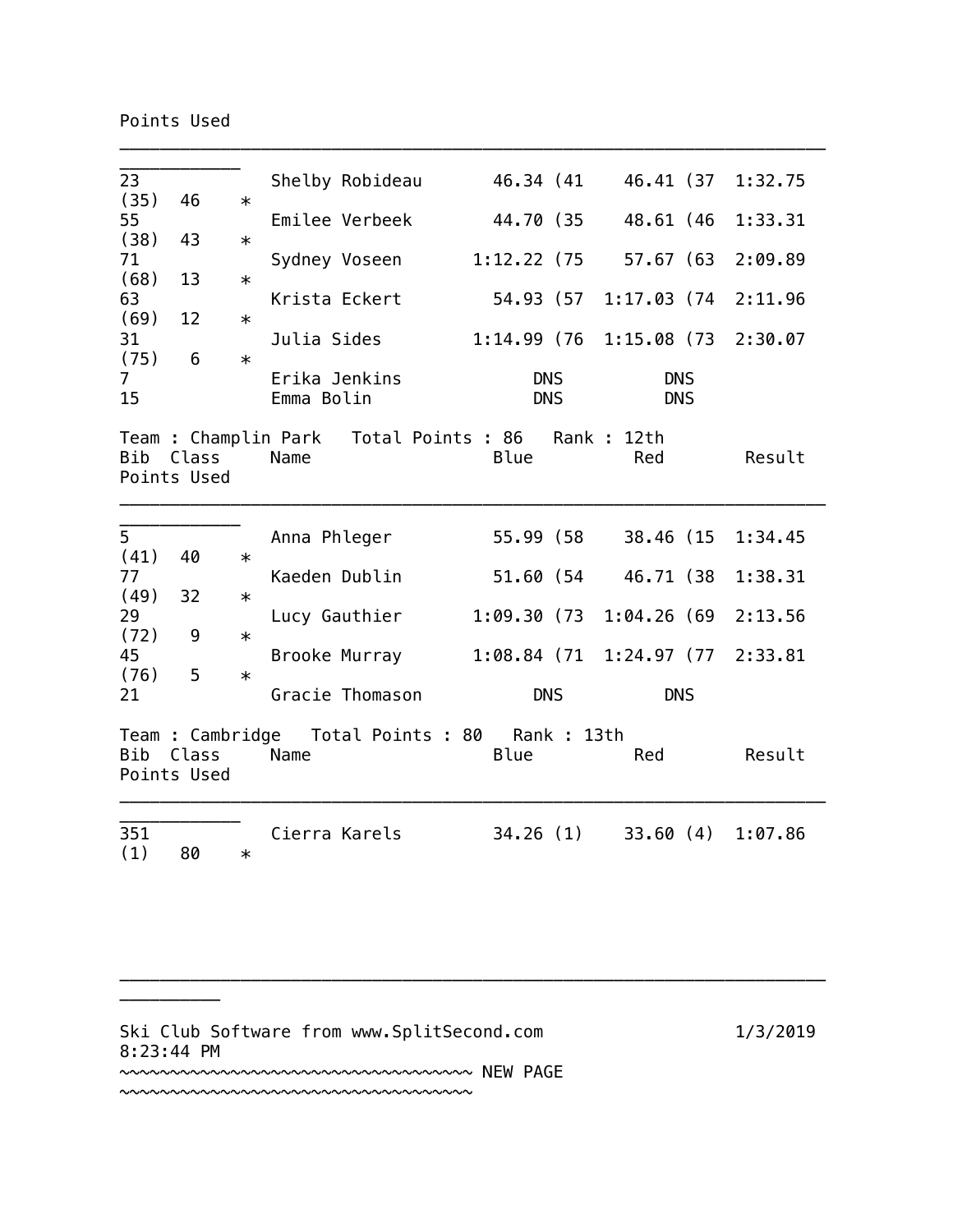Points Used

| | | | | | | | |
|---|---|---|---|---|---|---|---|
| 23 | | Shelby Robideau | 46.34 (41 | 46.41 (37 | 1:32.75 (35) | 46 | * |
| 55 | | Emilee Verbeek | 44.70 (35 | 48.61 (46 | 1:33.31 (38) | 43 | * |
| 71 | | Sydney Voseen | 1:12.22 (75 | 57.67 (63 | 2:09.89 (68) | 13 | * |
| 63 | | Krista Eckert | 54.93 (57 | 1:17.03 (74 | 2:11.96 (69) | 12 | * |
| 31 | | Julia Sides | 1:14.99 (76 | 1:15.08 (73 | 2:30.07 (75) | 6 | * |
| 7 | | Erika Jenkins | DNS | DNS | | | |
| 15 | | Emma Bolin | DNS | DNS | | | |

Team : Champlin Park   Total Points : 86   Rank : 12th

| Bib | Class | Name | Blue | Red | Result | Points | Used |
|---|---|---|---|---|---|---|---|
| 5 | | Anna Phleger | 55.99 (58 | 38.46 (15 | 1:34.45 (41) | 40 | * |
| 77 | | Kaeden Dublin | 51.60 (54 | 46.71 (38 | 1:38.31 (49) | 32 | * |
| 29 | | Lucy Gauthier | 1:09.30 (73 | 1:04.26 (69 | 2:13.56 (72) | 9 | * |
| 45 | | Brooke Murray | 1:08.84 (71 | 1:24.97 (77 | 2:33.81 (76) | 5 | * |
| 21 | | Gracie Thomason | DNS | DNS | | | |

Team : Cambridge   Total Points : 80   Rank : 13th

| Bib | Class | Name | Blue | Red | Result | Points | Used |
|---|---|---|---|---|---|---|---|
| 351 | | Cierra Karels | 34.26 (1) | 33.60 (4) | 1:07.86 (1) | 80 | * |

Ski Club Software from www.SplitSecond.com 1/3/2019 8:23:44 PM

~~~~~~~~~~~~~~~~~~~~~~~~~~~~~~~~~~~ NEW PAGE ~~~~~~~~~~~~~~~~~~~~~~~~~~~~~~~~~~~